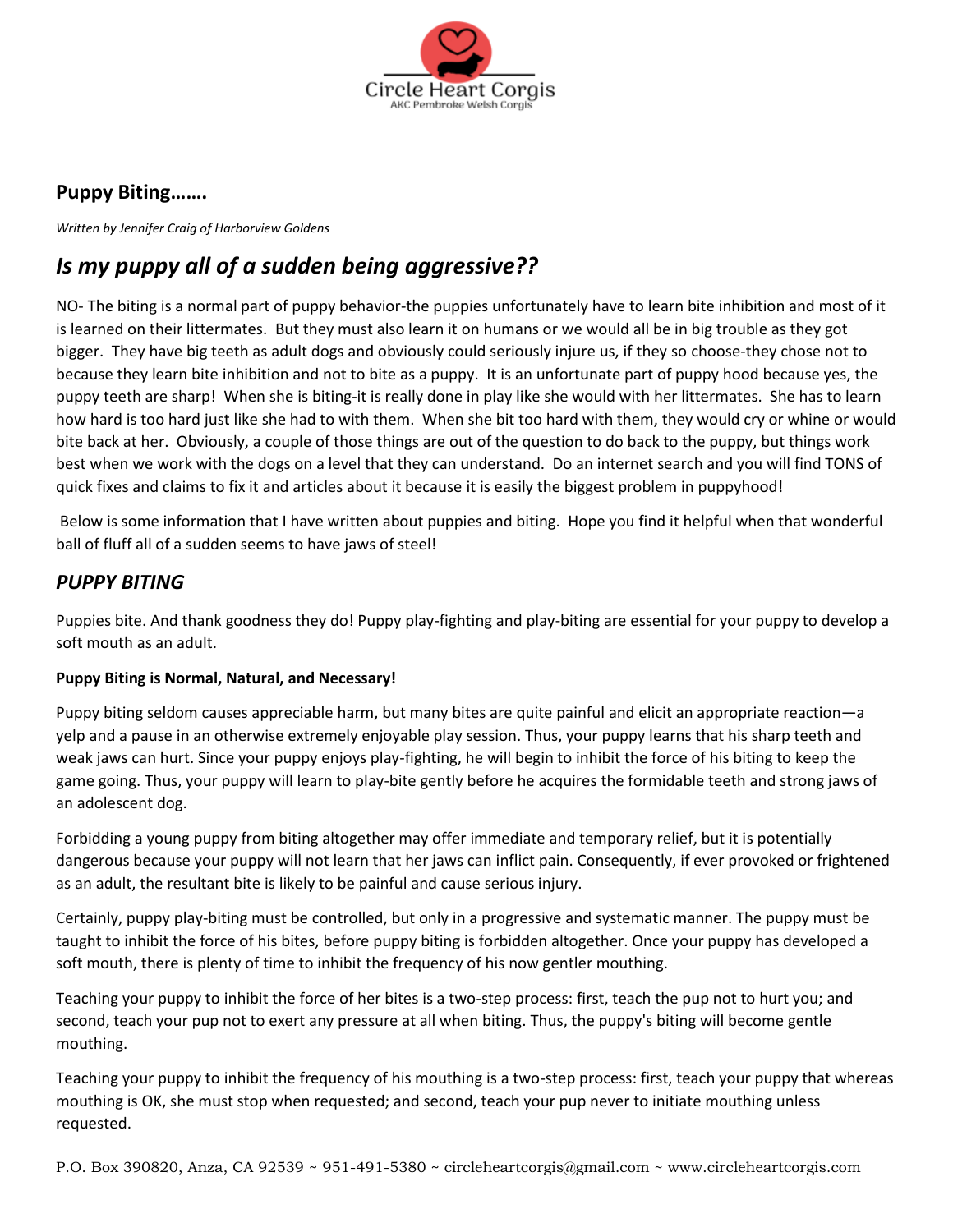Circle Heart Corgis
AKC Pembroke Welsh Corgis

**Puppy Biting…….**

*Written by Jennifer Craig of Harborview Goldens*

## *Is my puppy all of a sudden being aggressive??*

NO- The biting is a normal part of puppy behavior-the puppies unfortunately have to learn bite inhibition and most of it is learned on their littermates. But they must also learn it on humans or we would all be in big trouble as they got bigger. They have big teeth as adult dogs and obviously could seriously injure us, if they so choose-they chose not to because they learn bite inhibition and not to bite as a puppy. It is an unfortunate part of puppy hood because yes, the puppy teeth are sharp! When she is biting-it is really done in play like she would with her littermates. She has to learn how hard is too hard just like she had to with them. When she bit too hard with them, they would cry or whine or would bite back at her. Obviously, a couple of those things are out of the question to do back to the puppy, but things work best when we work with the dogs on a level that they can understand. Do an internet search and you will find TONS of quick fixes and claims to fix it and articles about it because it is easily the biggest problem in puppyhood!

Below is some information that I have written about puppies and biting. Hope you find it helpful when that wonderful ball of fluff all of a sudden seems to have jaws of steel!

## *PUPPY BITING*

Puppies bite. And thank goodness they do! Puppy play-fighting and play-biting are essential for your puppy to develop a soft mouth as an adult.

**Puppy Biting is Normal, Natural, and Necessary!**

Puppy biting seldom causes appreciable harm, but many bites are quite painful and elicit an appropriate reaction—a yelp and a pause in an otherwise extremely enjoyable play session. Thus, your puppy learns that his sharp teeth and weak jaws can hurt. Since your puppy enjoys play-fighting, he will begin to inhibit the force of his biting to keep the game going. Thus, your puppy will learn to play-bite gently before he acquires the formidable teeth and strong jaws of an adolescent dog.

Forbidding a young puppy from biting altogether may offer immediate and temporary relief, but it is potentially dangerous because your puppy will not learn that her jaws can inflict pain. Consequently, if ever provoked or frightened as an adult, the resultant bite is likely to be painful and cause serious injury.

Certainly, puppy play-biting must be controlled, but only in a progressive and systematic manner. The puppy must be taught to inhibit the force of his bites, before puppy biting is forbidden altogether. Once your puppy has developed a soft mouth, there is plenty of time to inhibit the frequency of his now gentler mouthing.

Teaching your puppy to inhibit the force of her bites is a two-step process: first, teach the pup not to hurt you; and second, teach your pup not to exert any pressure at all when biting. Thus, the puppy's biting will become gentle mouthing.

Teaching your puppy to inhibit the frequency of his mouthing is a two-step process: first, teach your puppy that whereas mouthing is OK, she must stop when requested; and second, teach your pup never to initiate mouthing unless requested.

P.O. Box 390820, Anza, CA 92539 ~ 951-491-5380 ~ circleheartcorgis@gmail.com ~ www.circleheartcorgis.com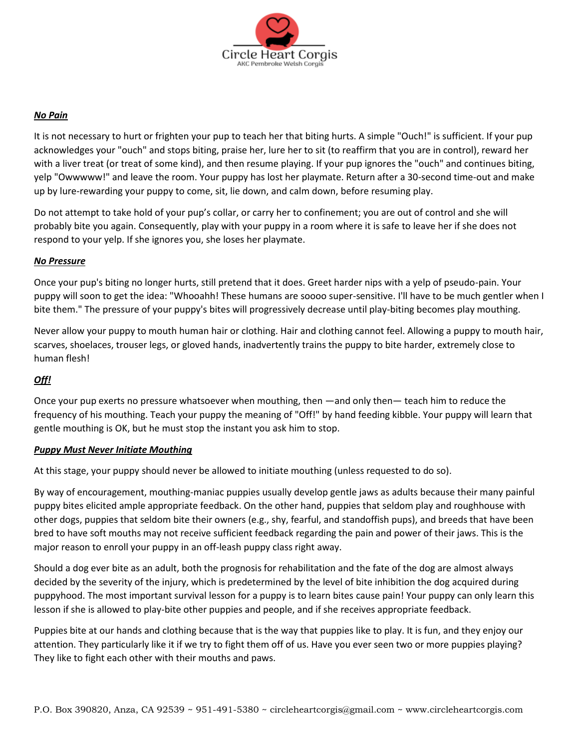***No Pain***

It is not necessary to hurt or frighten your pup to teach her that biting hurts. A simple "Ouch!" is sufficient. If your pup acknowledges your "ouch" and stops biting, praise her, lure her to sit (to reaffirm that you are in control), reward her with a liver treat (or treat of some kind), and then resume playing. If your pup ignores the "ouch" and continues biting, yelp "Owwwww!" and leave the room. Your puppy has lost her playmate. Return after a 30-second time-out and make up by lure-rewarding your puppy to come, sit, lie down, and calm down, before resuming play.

Do not attempt to take hold of your pup's collar, or carry her to confinement; you are out of control and she will probably bite you again. Consequently, play with your puppy in a room where it is safe to leave her if she does not respond to your yelp. If she ignores you, she loses her playmate.

***No Pressure***

Once your pup's biting no longer hurts, still pretend that it does. Greet harder nips with a yelp of pseudo-pain. Your puppy will soon to get the idea: "Whooahh! These humans are soooo super-sensitive. I'll have to be much gentler when I bite them." The pressure of your puppy's bites will progressively decrease until play-biting becomes play mouthing.

Never allow your puppy to mouth human hair or clothing. Hair and clothing cannot feel. Allowing a puppy to mouth hair, scarves, shoelaces, trouser legs, or gloved hands, inadvertently trains the puppy to bite harder, extremely close to human flesh!

***Off!***

Once your pup exerts no pressure whatsoever when mouthing, then —and only then— teach him to reduce the frequency of his mouthing. Teach your puppy the meaning of "Off!" by hand feeding kibble. Your puppy will learn that gentle mouthing is OK, but he must stop the instant you ask him to stop.

***Puppy Must Never Initiate Mouthing***

At this stage, your puppy should never be allowed to initiate mouthing (unless requested to do so).

By way of encouragement, mouthing-maniac puppies usually develop gentle jaws as adults because their many painful puppy bites elicited ample appropriate feedback. On the other hand, puppies that seldom play and roughhouse with other dogs, puppies that seldom bite their owners (e.g., shy, fearful, and standoffish pups), and breeds that have been bred to have soft mouths may not receive sufficient feedback regarding the pain and power of their jaws. This is the major reason to enroll your puppy in an off-leash puppy class right away.

Should a dog ever bite as an adult, both the prognosis for rehabilitation and the fate of the dog are almost always decided by the severity of the injury, which is predetermined by the level of bite inhibition the dog acquired during puppyhood. The most important survival lesson for a puppy is to learn bites cause pain! Your puppy can only learn this lesson if she is allowed to play-bite other puppies and people, and if she receives appropriate feedback.

Puppies bite at our hands and clothing because that is the way that puppies like to play. It is fun, and they enjoy our attention. They particularly like it if we try to fight them off of us. Have you ever seen two or more puppies playing? They like to fight each other with their mouths and paws.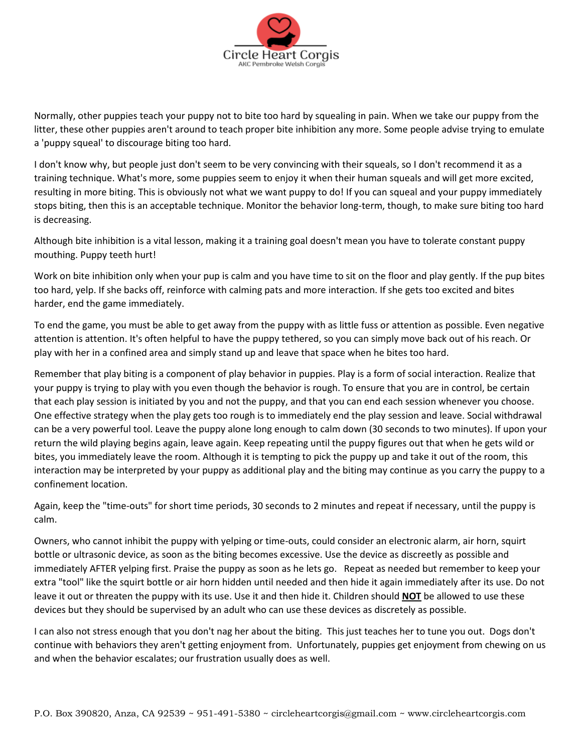Normally, other puppies teach your puppy not to bite too hard by squealing in pain. When we take our puppy from the litter, these other puppies aren't around to teach proper bite inhibition any more. Some people advise trying to emulate a 'puppy squeal' to discourage biting too hard.

I don't know why, but people just don't seem to be very convincing with their squeals, so I don't recommend it as a training technique. What's more, some puppies seem to enjoy it when their human squeals and will get more excited, resulting in more biting. This is obviously not what we want puppy to do! If you can squeal and your puppy immediately stops biting, then this is an acceptable technique. Monitor the behavior long-term, though, to make sure biting too hard is decreasing.

Although bite inhibition is a vital lesson, making it a training goal doesn't mean you have to tolerate constant puppy mouthing. Puppy teeth hurt!

Work on bite inhibition only when your pup is calm and you have time to sit on the floor and play gently. If the pup bites too hard, yelp. If she backs off, reinforce with calming pats and more interaction. If she gets too excited and bites harder, end the game immediately.

To end the game, you must be able to get away from the puppy with as little fuss or attention as possible. Even negative attention is attention. It's often helpful to have the puppy tethered, so you can simply move back out of his reach. Or play with her in a confined area and simply stand up and leave that space when he bites too hard.

Remember that play biting is a component of play behavior in puppies. Play is a form of social interaction. Realize that your puppy is trying to play with you even though the behavior is rough. To ensure that you are in control, be certain that each play session is initiated by you and not the puppy, and that you can end each session whenever you choose. One effective strategy when the play gets too rough is to immediately end the play session and leave. Social withdrawal can be a very powerful tool. Leave the puppy alone long enough to calm down (30 seconds to two minutes). If upon your return the wild playing begins again, leave again. Keep repeating until the puppy figures out that when he gets wild or bites, you immediately leave the room. Although it is tempting to pick the puppy up and take it out of the room, this interaction may be interpreted by your puppy as additional play and the biting may continue as you carry the puppy to a confinement location.

Again, keep the "time-outs" for short time periods, 30 seconds to 2 minutes and repeat if necessary, until the puppy is calm.

Owners, who cannot inhibit the puppy with yelping or time-outs, could consider an electronic alarm, air horn, squirt bottle or ultrasonic device, as soon as the biting becomes excessive. Use the device as discreetly as possible and immediately AFTER yelping first. Praise the puppy as soon as he lets go. Repeat as needed but remember to keep your extra "tool" like the squirt bottle or air horn hidden until needed and then hide it again immediately after its use. Do not leave it out or threaten the puppy with its use. Use it and then hide it. Children should **NOT** be allowed to use these devices but they should be supervised by an adult who can use these devices as discretely as possible.

I can also not stress enough that you don't nag her about the biting. This just teaches her to tune you out. Dogs don't continue with behaviors they aren't getting enjoyment from. Unfortunately, puppies get enjoyment from chewing on us and when the behavior escalates; our frustration usually does as well.